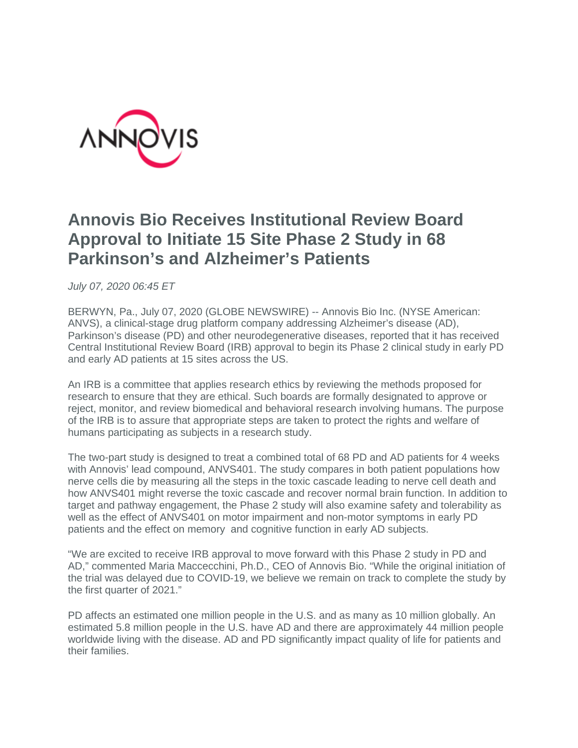ANNOVIS

# Annovis Bio Receives Institutional Review Board Approval to Initiate 15 Site Phase 2 Study in 68 Parkinson's and Alzheimer's Patients

*July 07, 2020 06:45 ET*

BERWYN, Pa., July 07, 2020 (GLOBE NEWSWIRE) -- Annovis Bio Inc. (NYSE American: ANVS), a clinical-stage drug platform company addressing Alzheimer's disease (AD), Parkinson's disease (PD) and other neurodegenerative diseases, reported that it has received Central Institutional Review Board (IRB) approval to begin its Phase 2 clinical study in early PD and early AD patients at 15 sites across the US.

An IRB is a committee that applies research ethics by reviewing the methods proposed for research to ensure that they are ethical. Such boards are formally designated to approve or reject, monitor, and review biomedical and behavioral research involving humans. The purpose of the IRB is to assure that appropriate steps are taken to protect the rights and welfare of humans participating as subjects in a research study.

The two-part study is designed to treat a combined total of 68 PD and AD patients for 4 weeks with Annovis' lead compound, ANVS401. The study compares in both patient populations how nerve cells die by measuring all the steps in the toxic cascade leading to nerve cell death and how ANVS401 might reverse the toxic cascade and recover normal brain function. In addition to target and pathway engagement, the Phase 2 study will also examine safety and tolerability as well as the effect of ANVS401 on motor impairment and non-motor symptoms in early PD patients and the effect on memory and cognitive function in early AD subjects.

"We are excited to receive IRB approval to move forward with this Phase 2 study in PD and AD," commented Maria Maccecchini, Ph.D., CEO of Annovis Bio. "While the original initiation of the trial was delayed due to COVID-19, we believe we remain on track to complete the study by the first quarter of 2021."

PD affects an estimated one million people in the U.S. and as many as 10 million globally. An estimated 5.8 million people in the U.S. have AD and there are approximately 44 million people worldwide living with the disease. AD and PD significantly impact quality of life for patients and their families.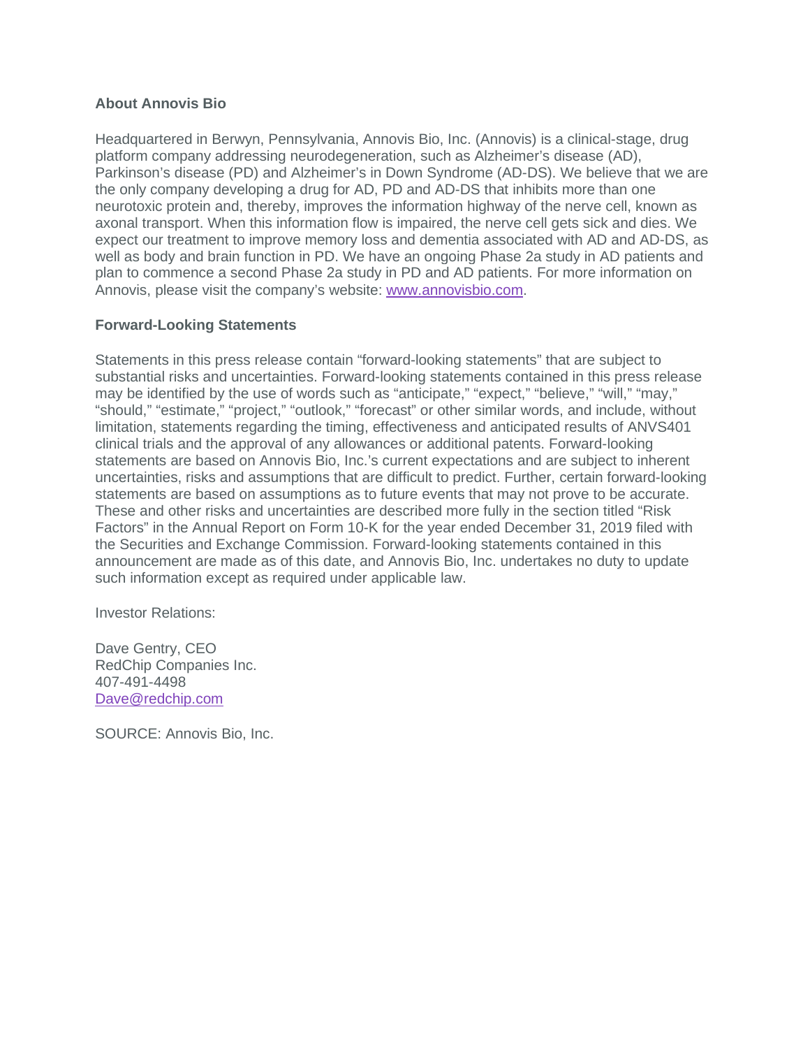**About Annovis Bio**

Headquartered in Berwyn, Pennsylvania, Annovis Bio, Inc. (Annovis) is a clinical-stage, drug platform company addressing neurodegeneration, such as Alzheimer's disease (AD), Parkinson's disease (PD) and Alzheimer's in Down Syndrome (AD-DS). We believe that we are the only company developing a drug for AD, PD and AD-DS that inhibits more than one neurotoxic protein and, thereby, improves the information highway of the nerve cell, known as axonal transport. When this information flow is impaired, the nerve cell gets sick and dies. We expect our treatment to improve memory loss and dementia associated with AD and AD-DS, as well as body and brain function in PD. We have an ongoing Phase 2a study in AD patients and plan to commence a second Phase 2a study in PD and AD patients. For more information on Annovis, please visit the company's website: [www.annovisbio.com](http://www.annovisbio.com).

**Forward-Looking Statements**

Statements in this press release contain "forward-looking statements" that are subject to substantial risks and uncertainties. Forward-looking statements contained in this press release may be identified by the use of words such as "anticipate," "expect," "believe," "will," "may," "should," "estimate," "project," "outlook," "forecast" or other similar words, and include, without limitation, statements regarding the timing, effectiveness and anticipated results of ANVS401 clinical trials and the approval of any allowances or additional patents. Forward-looking statements are based on Annovis Bio, Inc.'s current expectations and are subject to inherent uncertainties, risks and assumptions that are difficult to predict. Further, certain forward-looking statements are based on assumptions as to future events that may not prove to be accurate. These and other risks and uncertainties are described more fully in the section titled "Risk Factors" in the Annual Report on Form 10-K for the year ended December 31, 2019 filed with the Securities and Exchange Commission. Forward-looking statements contained in this announcement are made as of this date, and Annovis Bio, Inc. undertakes no duty to update such information except as required under applicable law.

Investor Relations:

Dave Gentry, CEO
RedChip Companies Inc.
407-491-4498
[Dave@redchip.com](mailto:Dave@redchip.com)

SOURCE: Annovis Bio, Inc.